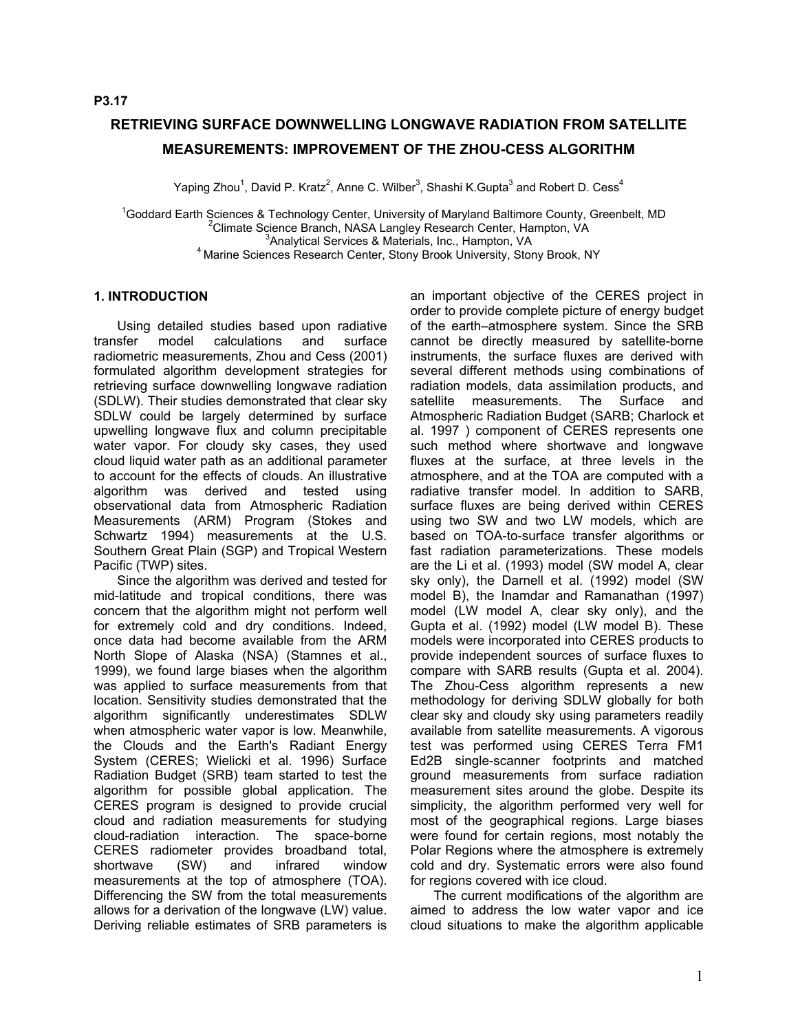P3.17

# RETRIEVING SURFACE DOWNWELLING LONGWAVE RADIATION FROM SATELLITE MEASUREMENTS: IMPROVEMENT OF THE ZHOU-CESS ALGORITHM

Yaping Zhou[1], David P. Kratz[2], Anne C. Wilber[3], Shashi K.Gupta[3] and Robert D. Cess[4]

[1]Goddard Earth Sciences & Technology Center, University of Maryland Baltimore County, Greenbelt, MD
[2]Climate Science Branch, NASA Langley Research Center, Hampton, VA
[3]Analytical Services & Materials, Inc., Hampton, VA
[4] Marine Sciences Research Center, Stony Brook University, Stony Brook, NY

## 1. INTRODUCTION

Using detailed studies based upon radiative transfer model calculations and surface radiometric measurements, Zhou and Cess (2001) formulated algorithm development strategies for retrieving surface downwelling longwave radiation (SDLW). Their studies demonstrated that clear sky SDLW could be largely determined by surface upwelling longwave flux and column precipitable water vapor. For cloudy sky cases, they used cloud liquid water path as an additional parameter to account for the effects of clouds. An illustrative algorithm was derived and tested using observational data from Atmospheric Radiation Measurements (ARM) Program (Stokes and Schwartz 1994) measurements at the U.S. Southern Great Plain (SGP) and Tropical Western Pacific (TWP) sites.

Since the algorithm was derived and tested for mid-latitude and tropical conditions, there was concern that the algorithm might not perform well for extremely cold and dry conditions. Indeed, once data had become available from the ARM North Slope of Alaska (NSA) (Stamnes et al., 1999), we found large biases when the algorithm was applied to surface measurements from that location. Sensitivity studies demonstrated that the algorithm significantly underestimates SDLW when atmospheric water vapor is low. Meanwhile, the Clouds and the Earth's Radiant Energy System (CERES; Wielicki et al. 1996) Surface Radiation Budget (SRB) team started to test the algorithm for possible global application. The CERES program is designed to provide crucial cloud and radiation measurements for studying cloud-radiation interaction. The space-borne CERES radiometer provides broadband total, shortwave (SW) and infrared window measurements at the top of atmosphere (TOA). Differencing the SW from the total measurements allows for a derivation of the longwave (LW) value. Deriving reliable estimates of SRB parameters is an important objective of the CERES project in order to provide complete picture of energy budget of the earth–atmosphere system. Since the SRB cannot be directly measured by satellite-borne instruments, the surface fluxes are derived with several different methods using combinations of radiation models, data assimilation products, and satellite measurements. The Surface and Atmospheric Radiation Budget (SARB; Charlock et al. 1997 ) component of CERES represents one such method where shortwave and longwave fluxes at the surface, at three levels in the atmosphere, and at the TOA are computed with a radiative transfer model. In addition to SARB, surface fluxes are being derived within CERES using two SW and two LW models, which are based on TOA-to-surface transfer algorithms or fast radiation parameterizations. These models are the Li et al. (1993) model (SW model A, clear sky only), the Darnell et al. (1992) model (SW model B), the Inamdar and Ramanathan (1997) model (LW model A, clear sky only), and the Gupta et al. (1992) model (LW model B). These models were incorporated into CERES products to provide independent sources of surface fluxes to compare with SARB results (Gupta et al. 2004). The Zhou-Cess algorithm represents a new methodology for deriving SDLW globally for both clear sky and cloudy sky using parameters readily available from satellite measurements. A vigorous test was performed using CERES Terra FM1 Ed2B single-scanner footprints and matched ground measurements from surface radiation measurement sites around the globe. Despite its simplicity, the algorithm performed very well for most of the geographical regions. Large biases were found for certain regions, most notably the Polar Regions where the atmosphere is extremely cold and dry. Systematic errors were also found for regions covered with ice cloud.

The current modifications of the algorithm are aimed to address the low water vapor and ice cloud situations to make the algorithm applicable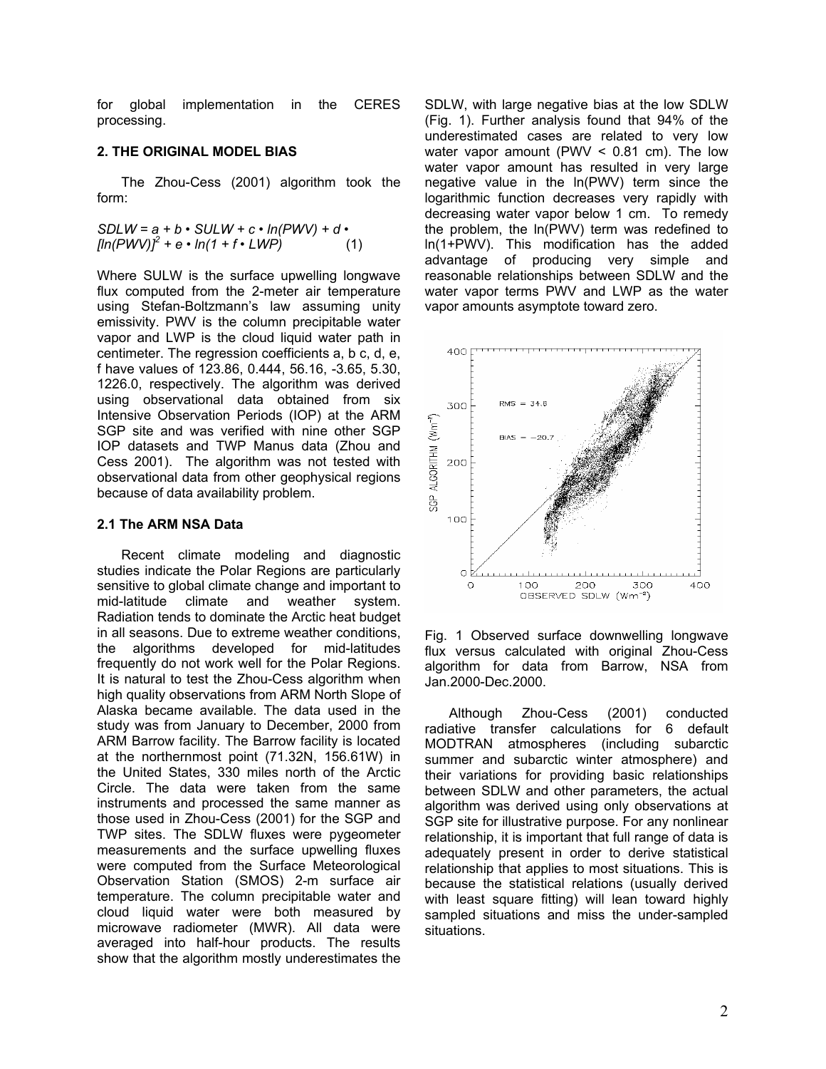for global implementation in the CERES processing.

## 2. THE ORIGINAL MODEL BIAS

The Zhou-Cess (2001) algorithm took the form:

$$SDLW = a + b \cdot SULW + c \cdot \ln(PWV) + d \cdot [\ln(PWV)]^2 + e \cdot \ln(1 + f \cdot LWP) \quad (1)$$

Where SULW is the surface upwelling longwave flux computed from the 2-meter air temperature using Stefan-Boltzmann's law assuming unity emissivity. PWV is the column precipitable water vapor and LWP is the cloud liquid water path in centimeter. The regression coefficients a, b c, d, e, f have values of 123.86, 0.444, 56.16, -3.65, 5.30, 1226.0, respectively. The algorithm was derived using observational data obtained from six Intensive Observation Periods (IOP) at the ARM SGP site and was verified with nine other SGP IOP datasets and TWP Manus data (Zhou and Cess 2001). The algorithm was not tested with observational data from other geophysical regions because of data availability problem.

### 2.1 The ARM NSA Data

Recent climate modeling and diagnostic studies indicate the Polar Regions are particularly sensitive to global climate change and important to mid-latitude climate and weather system. Radiation tends to dominate the Arctic heat budget in all seasons. Due to extreme weather conditions, the algorithms developed for mid-latitudes frequently do not work well for the Polar Regions. It is natural to test the Zhou-Cess algorithm when high quality observations from ARM North Slope of Alaska became available. The data used in the study was from January to December, 2000 from ARM Barrow facility. The Barrow facility is located at the northernmost point (71.32N, 156.61W) in the United States, 330 miles north of the Arctic Circle. The data were taken from the same instruments and processed the same manner as those used in Zhou-Cess (2001) for the SGP and TWP sites. The SDLW fluxes were pygeometer measurements and the surface upwelling fluxes were computed from the Surface Meteorological Observation Station (SMOS) 2-m surface air temperature. The column precipitable water and cloud liquid water were both measured by microwave radiometer (MWR). All data were averaged into half-hour products. The results show that the algorithm mostly underestimates the SDLW, with large negative bias at the low SDLW (Fig. 1). Further analysis found that 94% of the underestimated cases are related to very low water vapor amount (PWV < 0.81 cm). The low water vapor amount has resulted in very large negative value in the ln(PWV) term since the logarithmic function decreases very rapidly with decreasing water vapor below 1 cm. To remedy the problem, the ln(PWV) term was redefined to ln(1+PWV). This modification has the added advantage of producing very simple and reasonable relationships between SDLW and the water vapor terms PWV and LWP as the water vapor amounts asymptote toward zero.

Fig. 1 Observed surface downwelling longwave flux versus calculated with original Zhou-Cess algorithm for data from Barrow, NSA from Jan.2000-Dec.2000.

Although Zhou-Cess (2001) conducted radiative transfer calculations for 6 default MODTRAN atmospheres (including subarctic summer and subarctic winter atmosphere) and their variations for providing basic relationships between SDLW and other parameters, the actual algorithm was derived using only observations at SGP site for illustrative purpose. For any nonlinear relationship, it is important that full range of data is adequately present in order to derive statistical relationship that applies to most situations. This is because the statistical relations (usually derived with least square fitting) will lean toward highly sampled situations and miss the under-sampled situations.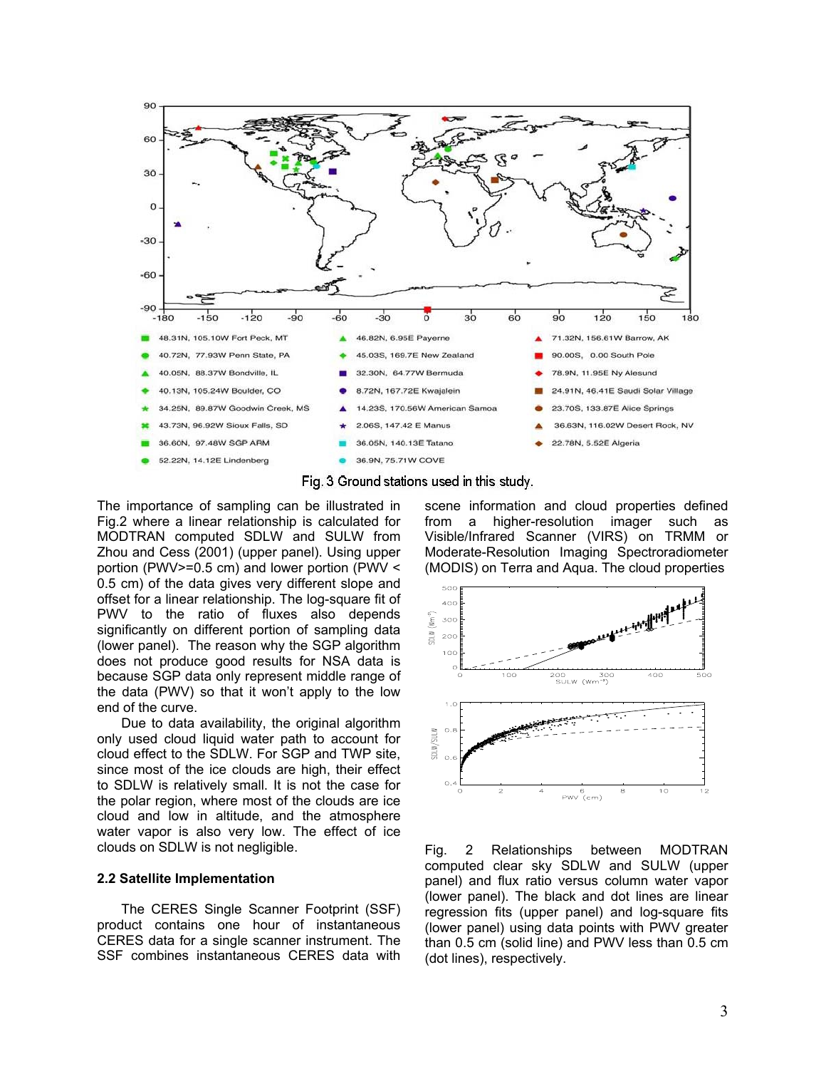Fig. 3 Ground stations used in this study.

The importance of sampling can be illustrated in Fig.2 where a linear relationship is calculated for MODTRAN computed SDLW and SULW from Zhou and Cess (2001) (upper panel). Using upper portion (PWV>=0.5 cm) and lower portion (PWV < 0.5 cm) of the data gives very different slope and offset for a linear relationship. The log-square fit of PWV to the ratio of fluxes also depends significantly on different portion of sampling data (lower panel). The reason why the SGP algorithm does not produce good results for NSA data is because SGP data only represent middle range of the data (PWV) so that it won't apply to the low end of the curve.

Due to data availability, the original algorithm only used cloud liquid water path to account for cloud effect to the SDLW. For SGP and TWP site, since most of the ice clouds are high, their effect to SDLW is relatively small. It is not the case for the polar region, where most of the clouds are ice cloud and low in altitude, and the atmosphere water vapor is also very low. The effect of ice clouds on SDLW is not negligible.

### 2.2 Satellite Implementation

The CERES Single Scanner Footprint (SSF) product contains one hour of instantaneous CERES data for a single scanner instrument. The SSF combines instantaneous CERES data with scene information and cloud properties defined from a higher-resolution imager such as Visible/Infrared Scanner (VIRS) on TRMM or Moderate-Resolution Imaging Spectroradiometer (MODIS) on Terra and Aqua. The cloud properties

Fig. 2 Relationships between MODTRAN computed clear sky SDLW and SULW (upper panel) and flux ratio versus column water vapor (lower panel). The black and dot lines are linear regression fits (upper panel) and log-square fits (lower panel) using data points with PWV greater than 0.5 cm (solid line) and PWV less than 0.5 cm (dot lines), respectively.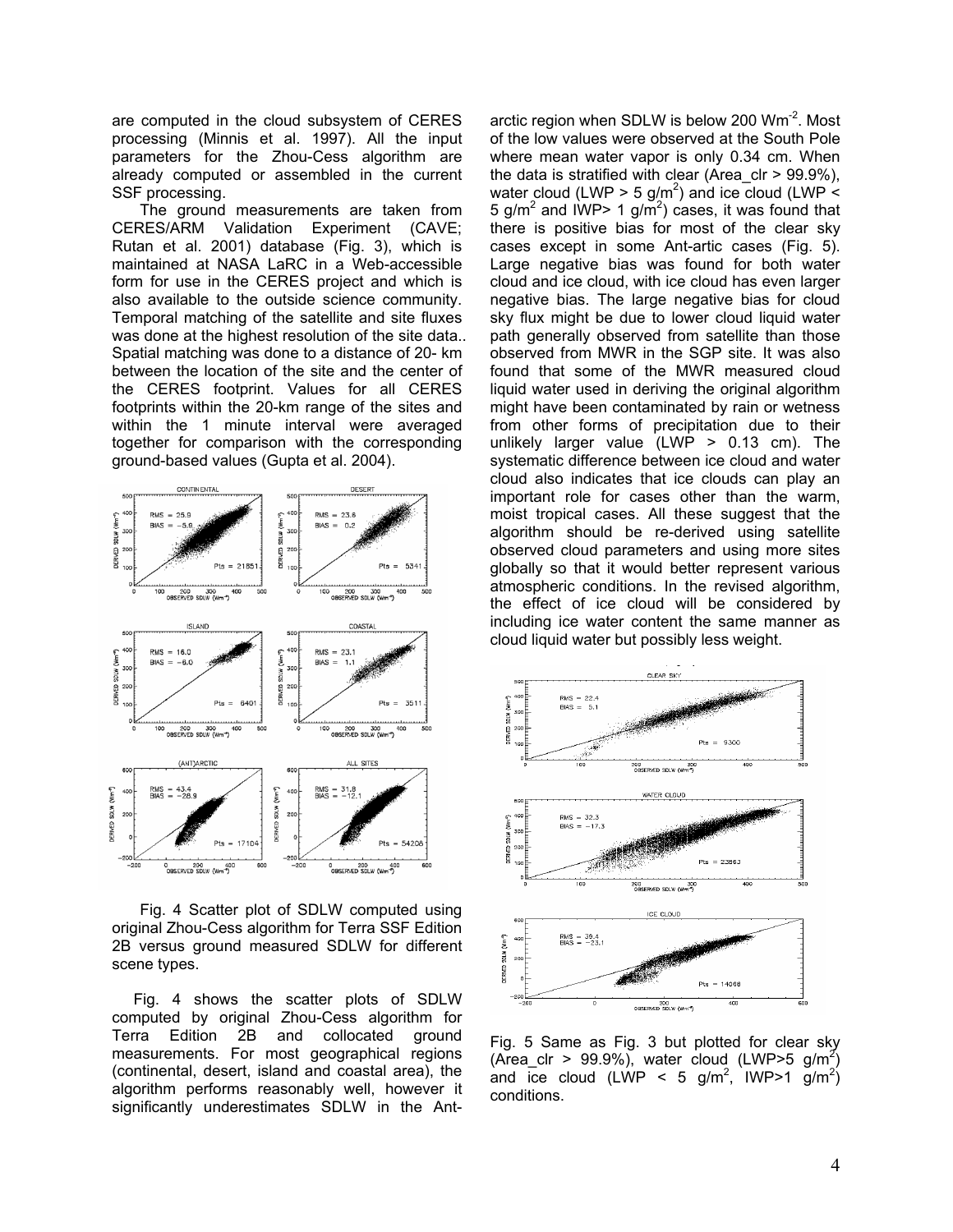are computed in the cloud subsystem of CERES processing (Minnis et al. 1997). All the input parameters for the Zhou-Cess algorithm are already computed or assembled in the current SSF processing.

The ground measurements are taken from CERES/ARM Validation Experiment (CAVE; Rutan et al. 2001) database (Fig. 3), which is maintained at NASA LaRC in a Web-accessible form for use in the CERES project and which is also available to the outside science community. Temporal matching of the satellite and site fluxes was done at the highest resolution of the site data.. Spatial matching was done to a distance of 20- km between the location of the site and the center of the CERES footprint. Values for all CERES footprints within the 20-km range of the sites and within the 1 minute interval were averaged together for comparison with the corresponding ground-based values (Gupta et al. 2004).

Fig. 4 Scatter plot of SDLW computed using original Zhou-Cess algorithm for Terra SSF Edition 2B versus ground measured SDLW for different scene types.

Fig. 4 shows the scatter plots of SDLW computed by original Zhou-Cess algorithm for Terra Edition 2B and collocated ground measurements. For most geographical regions (continental, desert, island and coastal area), the algorithm performs reasonably well, however it significantly underestimates SDLW in the Ant-arctic region when SDLW is below 200 $Wm^{-2}$. Most of the low values were observed at the South Pole where mean water vapor is only 0.34 cm. When the data is stratified with clear (Area_clr > 99.9%), water cloud (LWP > 5 $g/m^2$) and ice cloud (LWP < 5 $g/m^2$ and IWP> 1 $g/m^2$) cases, it was found that there is positive bias for most of the clear sky cases except in some Ant-artic cases (Fig. 5). Large negative bias was found for both water cloud and ice cloud, with ice cloud has even larger negative bias. The large negative bias for cloud sky flux might be due to lower cloud liquid water path generally observed from satellite than those observed from MWR in the SGP site. It was also found that some of the MWR measured cloud liquid water used in deriving the original algorithm might have been contaminated by rain or wetness from other forms of precipitation due to their unlikely larger value (LWP > 0.13 cm). The systematic difference between ice cloud and water cloud also indicates that ice clouds can play an important role for cases other than the warm, moist tropical cases. All these suggest that the algorithm should be re-derived using satellite observed cloud parameters and using more sites globally so that it would better represent various atmospheric conditions. In the revised algorithm, the effect of ice cloud will be considered by including ice water content the same manner as cloud liquid water but possibly less weight.

Fig. 5 Same as Fig. 3 but plotted for clear sky (Area_clr > 99.9%), water cloud (LWP>5 $g/m^2$) and ice cloud (LWP < 5 $g/m^2$, IWP>1 $g/m^2$) conditions.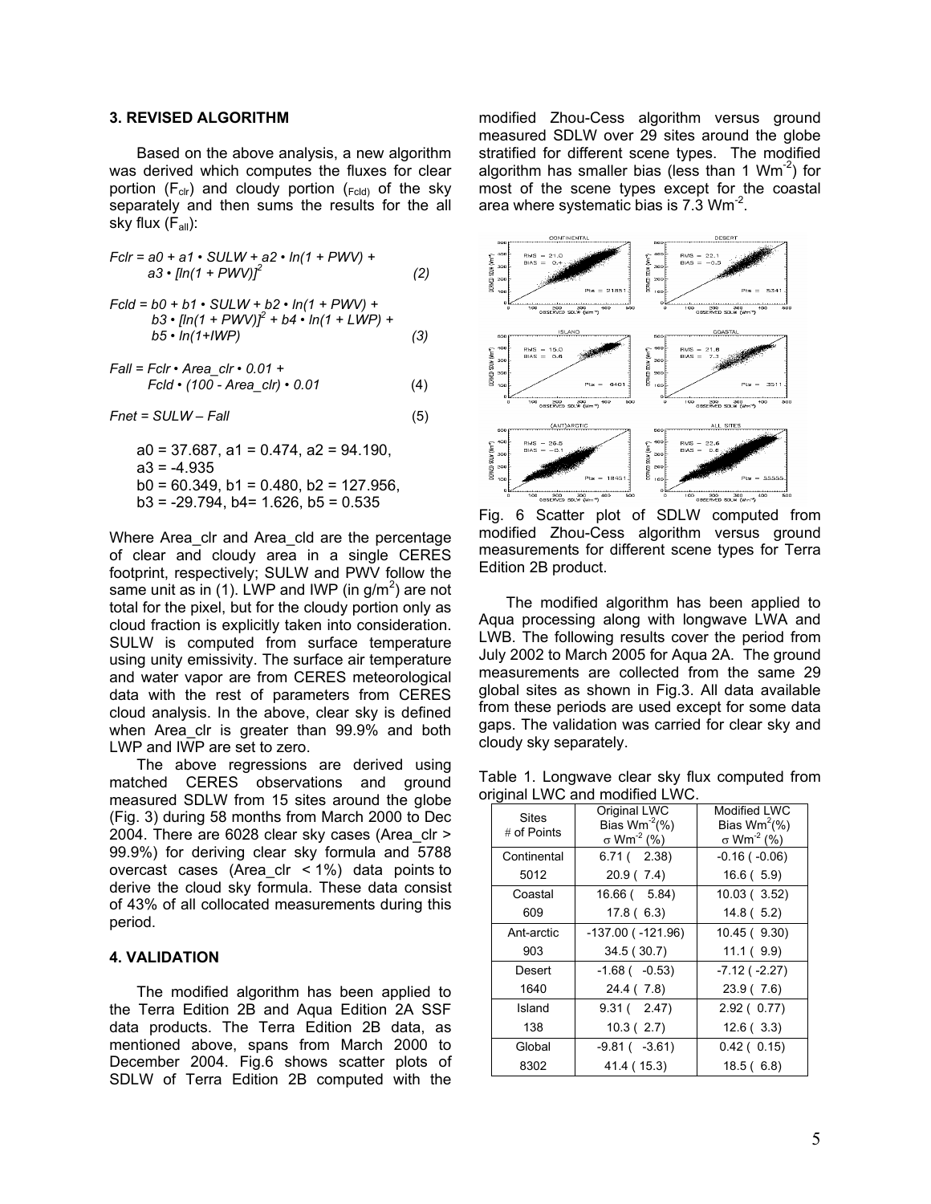## 3. REVISED ALGORITHM

Based on the above analysis, a new algorithm was derived which computes the fluxes for clear portion ($F_{clr}$) and cloudy portion ($F_{cld}$) of the sky separately and then sums the results for the all sky flux ($F_{all}$):

$$Fclr = a0 + a1 \cdot SULW + a2 \cdot \ln(1 + PWV) + a3 \cdot [\ln(1 + PWV)]^2 \quad (2)$$

$$Fcld = b0 + b1 \cdot SULW + b2 \cdot \ln(1 + PWV) + b3 \cdot [\ln(1 + PWV)]^2 + b4 \cdot \ln(1 + LWP) + b5 \cdot \ln(1+IWP) \quad (3)$$

$$Fall = Fclr \cdot Area\_clr \cdot 0.01 + Fcld \cdot (100 - Area\_clr) \cdot 0.01 \quad (4)$$

$$Fnet = SULW – Fall \quad (5)$$

a0 = 37.687, a1 = 0.474, a2 = 94.190, a3 = -4.935
b0 = 60.349, b1 = 0.480, b2 = 127.956, b3 = -29.794, b4= 1.626, b5 = 0.535

Where Area_clr and Area_cld are the percentage of clear and cloudy area in a single CERES footprint, respectively; SULW and PWV follow the same unit as in (1). LWP and IWP (in g/m$^2$) are not total for the pixel, but for the cloudy portion only as cloud fraction is explicitly taken into consideration. SULW is computed from surface temperature using unity emissivity. The surface air temperature and water vapor are from CERES meteorological data with the rest of parameters from CERES cloud analysis. In the above, clear sky is defined when Area_clr is greater than 99.9% and both LWP and IWP are set to zero.

The above regressions are derived using matched CERES observations and ground measured SDLW from 15 sites around the globe (Fig. 3) during 58 months from March 2000 to Dec 2004. There are 6028 clear sky cases (Area_clr > 99.9%) for deriving clear sky formula and 5788 overcast cases (Area_clr < 1%) data points to derive the cloud sky formula. These data consist of 43% of all collocated measurements during this period.

## 4. VALIDATION

The modified algorithm has been applied to the Terra Edition 2B and Aqua Edition 2A SSF data products. The Terra Edition 2B data, as mentioned above, spans from March 2000 to December 2004. Fig.6 shows scatter plots of SDLW of Terra Edition 2B computed with the modified Zhou-Cess algorithm versus ground measured SDLW over 29 sites around the globe stratified for different scene types. The modified algorithm has smaller bias (less than 1 Wm$^{-2}$) for most of the scene types except for the coastal area where systematic bias is 7.3 Wm$^{-2}$.

Fig. 6 Scatter plot of SDLW computed from modified Zhou-Cess algorithm versus ground measurements for different scene types for Terra Edition 2B product.

The modified algorithm has been applied to Aqua processing along with longwave LWA and LWB. The following results cover the period from July 2002 to March 2005 for Aqua 2A. The ground measurements are collected from the same 29 global sites as shown in Fig.3. All data available from these periods are used except for some data gaps. The validation was carried for clear sky and cloudy sky separately.

Table 1. Longwave clear sky flux computed from original LWC and modified LWC.

| Sites # of Points | Original LWC Bias Wm$^{-2}$(%) $\sigma$ Wm$^{-2}$ (%) | Modified LWC Bias Wm$^{2}$(%) $\sigma$ Wm$^{-2}$ (%) |
|---|---|---|
| Continental | 6.71 ( 2.38) | -0.16 ( -0.06) |
| 5012 | 20.9 ( 7.4) | 16.6 ( 5.9) |
| Coastal | 16.66 ( 5.84) | 10.03 ( 3.52) |
| 609 | 17.8 ( 6.3) | 14.8 ( 5.2) |
| Ant-arctic | -137.00 ( -121.96) | 10.45 ( 9.30) |
| 903 | 34.5 ( 30.7) | 11.1 ( 9.9) |
| Desert | -1.68 ( -0.53) | -7.12 ( -2.27) |
| 1640 | 24.4 ( 7.8) | 23.9 ( 7.6) |
| Island | 9.31 ( 2.47) | 2.92 ( 0.77) |
| 138 | 10.3 ( 2.7) | 12.6 ( 3.3) |
| Global | -9.81 ( -3.61) | 0.42 ( 0.15) |
| 8302 | 41.4 ( 15.3) | 18.5 ( 6.8) |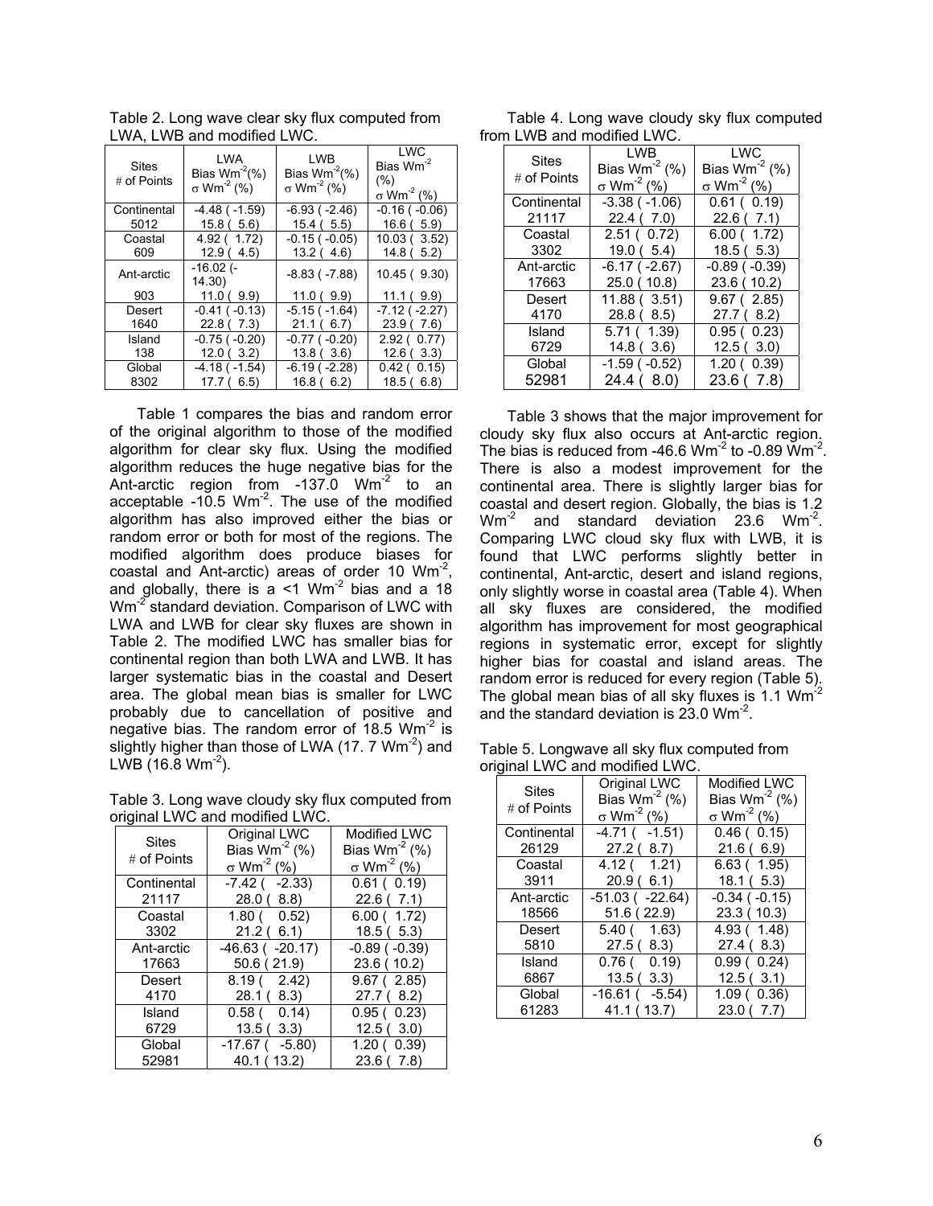Table 2. Long wave clear sky flux computed from LWA, LWB and modified LWC.

| Sites<br># of Points | LWA<br>Bias $Wm^{-2}$(%)<br>$\sigma$ $Wm^{-2}$ (%) | LWB<br>Bias $Wm^{-2}$(%)<br>$\sigma$ $Wm^{-2}$ (%) | LWC<br>Bias $Wm^{-2}$ (%)<br>$\sigma$ $Wm^{-2}$ (%) |
|---|---|---|---|
| Continental<br>5012 | -4.48 ( -1.59)<br>15.8 ( 5.6) | -6.93 ( -2.46)<br>15.4 ( 5.5) | -0.16 ( -0.06)<br>16.6 ( 5.9) |
| Coastal<br>609 | 4.92 ( 1.72)<br>12.9 ( 4.5) | -0.15 ( -0.05)<br>13.2 ( 4.6) | 10.03 ( 3.52)<br>14.8 ( 5.2) |
| Ant-arctic<br>903 | -16.02 (-14.30)<br>11.0 ( 9.9) | -8.83 ( -7.88)<br>11.0 ( 9.9) | 10.45 ( 9.30)<br>11.1 ( 9.9) |
| Desert<br>1640 | -0.41 ( -0.13)<br>22.8 ( 7.3) | -5.15 ( -1.64)<br>21.1 ( 6.7) | -7.12 ( -2.27)<br>23.9 ( 7.6) |
| Island<br>138 | -0.75 ( -0.20)<br>12.0 ( 3.2) | -0.77 ( -0.20)<br>13.8 ( 3.6) | 2.92 ( 0.77)<br>12.6 ( 3.3) |
| Global<br>8302 | -4.18 ( -1.54)<br>17.7 ( 6.5) | -6.19 ( -2.28)<br>16.8 ( 6.2) | 0.42 ( 0.15)<br>18.5 ( 6.8) |

Table 1 compares the bias and random error of the original algorithm to those of the modified algorithm for clear sky flux. Using the modified algorithm reduces the huge negative bias for the Ant-arctic region from -137.0 $Wm^{-2}$ to an acceptable -10.5 $Wm^{-2}$. The use of the modified algorithm has also improved either the bias or random error or both for most of the regions. The modified algorithm does produce biases for coastal and Ant-arctic) areas of order 10 $Wm^{-2}$, and globally, there is a <1 $Wm^{-2}$ bias and a 18 $Wm^{-2}$ standard deviation. Comparison of LWC with LWA and LWB for clear sky fluxes are shown in Table 2. The modified LWC has smaller bias for continental region than both LWA and LWB. It has larger systematic bias in the coastal and Desert area. The global mean bias is smaller for LWC probably due to cancellation of positive and negative bias. The random error of 18.5 $Wm^{-2}$ is slightly higher than those of LWA (17. 7 $Wm^{-2}$) and LWB (16.8 $Wm^{-2}$).

Table 3. Long wave cloudy sky flux computed from original LWC and modified LWC.

| Sites<br># of Points | Original LWC<br>Bias $Wm^{-2}$ (%)<br>$\sigma$ $Wm^{-2}$ (%) | Modified LWC<br>Bias $Wm^{-2}$ (%)<br>$\sigma$ $Wm^{-2}$ (%) |
|---|---|---|
| Continental<br>21117 | -7.42 ( -2.33)<br>28.0 ( 8.8) | 0.61 ( 0.19)<br>22.6 ( 7.1) |
| Coastal<br>3302 | 1.80 ( 0.52)<br>21.2 ( 6.1) | 6.00 ( 1.72)<br>18.5 ( 5.3) |
| Ant-arctic<br>17663 | -46.63 ( -20.17)<br>50.6 ( 21.9) | -0.89 ( -0.39)<br>23.6 ( 10.2) |
| Desert<br>4170 | 8.19 ( 2.42)<br>28.1 ( 8.3) | 9.67 ( 2.85)<br>27.7 ( 8.2) |
| Island<br>6729 | 0.58 ( 0.14)<br>13.5 ( 3.3) | 0.95 ( 0.23)<br>12.5 ( 3.0) |
| Global<br>52981 | -17.67 ( -5.80)<br>40.1 ( 13.2) | 1.20 ( 0.39)<br>23.6 ( 7.8) |

Table 4. Long wave cloudy sky flux computed from LWB and modified LWC.

| Sites<br># of Points | LWB<br>Bias $Wm^{-2}$ (%)<br>$\sigma$ $Wm^{-2}$ (%) | LWC<br>Bias $Wm^{-2}$ (%)<br>$\sigma$ $Wm^{-2}$ (%) |
|---|---|---|
| Continental<br>21117 | -3.38 ( -1.06)<br>22.4 ( 7.0) | 0.61 ( 0.19)<br>22.6 ( 7.1) |
| Coastal<br>3302 | 2.51 ( 0.72)<br>19.0 ( 5.4) | 6.00 ( 1.72)<br>18.5 ( 5.3) |
| Ant-arctic<br>17663 | -6.17 ( -2.67)<br>25.0 ( 10.8) | -0.89 ( -0.39)<br>23.6 ( 10.2) |
| Desert<br>4170 | 11.88 ( 3.51)<br>28.8 ( 8.5) | 9.67 ( 2.85)<br>27.7 ( 8.2) |
| Island<br>6729 | 5.71 ( 1.39)<br>14.8 ( 3.6) | 0.95 ( 0.23)<br>12.5 ( 3.0) |
| Global<br>52981 | -1.59 ( -0.52)<br>24.4 ( 8.0) | 1.20 ( 0.39)<br>23.6 ( 7.8) |

Table 3 shows that the major improvement for cloudy sky flux also occurs at Ant-arctic region. The bias is reduced from -46.6 $Wm^{-2}$ to -0.89 $Wm^{-2}$. There is also a modest improvement for the continental area. There is slightly larger bias for coastal and desert region. Globally, the bias is 1.2 $Wm^{-2}$ and standard deviation 23.6 $Wm^{-2}$. Comparing LWC cloud sky flux with LWB, it is found that LWC performs slightly better in continental, Ant-arctic, desert and island regions, only slightly worse in coastal area (Table 4). When all sky fluxes are considered, the modified algorithm has improvement for most geographical regions in systematic error, except for slightly higher bias for coastal and island areas. The random error is reduced for every region (Table 5). The global mean bias of all sky fluxes is 1.1 $Wm^{-2}$ and the standard deviation is 23.0 $Wm^{-2}$.

Table 5. Longwave all sky flux computed from original LWC and modified LWC.

| Sites<br># of Points | Original LWC<br>Bias $Wm^{-2}$ (%)<br>$\sigma$ $Wm^{-2}$ (%) | Modified LWC<br>Bias $Wm^{-2}$ (%)<br>$\sigma$ $Wm^{-2}$ (%) |
|---|---|---|
| Continental<br>26129 | -4.71 ( -1.51)<br>27.2 ( 8.7) | 0.46 ( 0.15)<br>21.6 ( 6.9) |
| Coastal<br>3911 | 4.12 ( 1.21)<br>20.9 ( 6.1) | 6.63 ( 1.95)<br>18.1 ( 5.3) |
| Ant-arctic<br>18566 | -51.03 ( -22.64)<br>51.6 ( 22.9) | -0.34 ( -0.15)<br>23.3 ( 10.3) |
| Desert<br>5810 | 5.40 ( 1.63)<br>27.5 ( 8.3) | 4.93 ( 1.48)<br>27.4 ( 8.3) |
| Island<br>6867 | 0.76 ( 0.19)<br>13.5 ( 3.3) | 0.99 ( 0.24)<br>12.5 ( 3.1) |
| Global<br>61283 | -16.61 ( -5.54)<br>41.1 ( 13.7) | 1.09 ( 0.36)<br>23.0 ( 7.7) |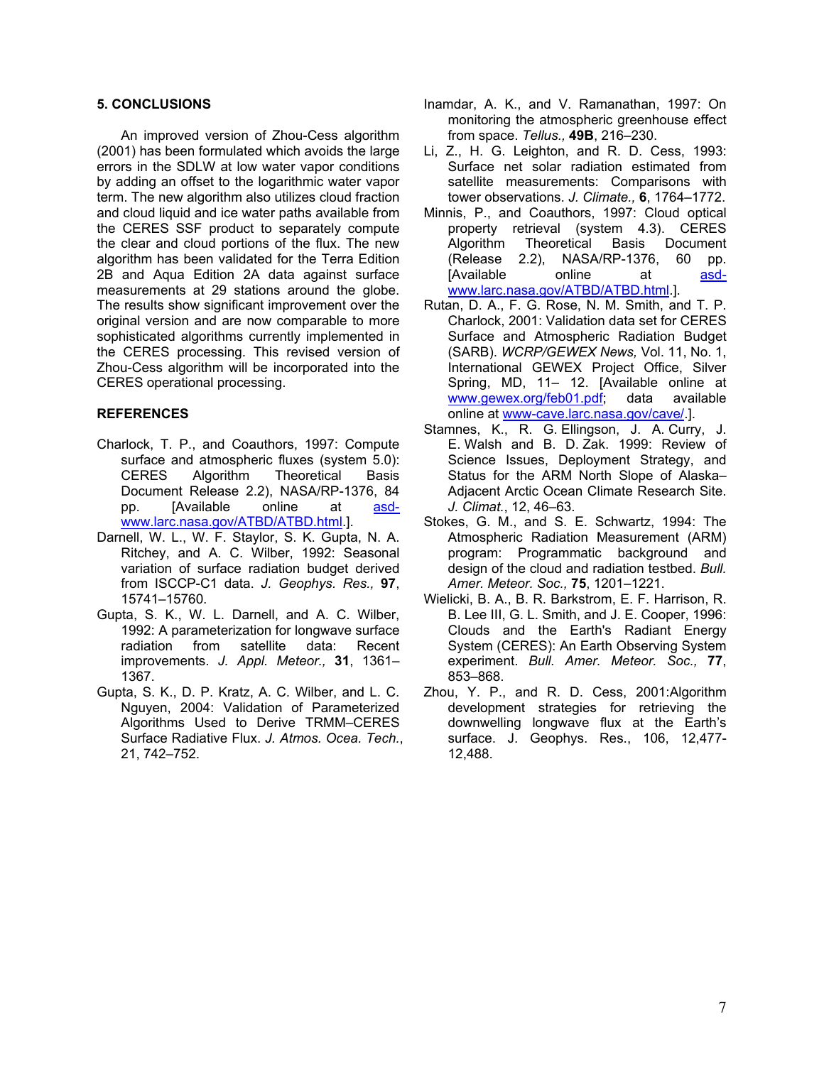## 5. CONCLUSIONS

An improved version of Zhou-Cess algorithm (2001) has been formulated which avoids the large errors in the SDLW at low water vapor conditions by adding an offset to the logarithmic water vapor term. The new algorithm also utilizes cloud fraction and cloud liquid and ice water paths available from the CERES SSF product to separately compute the clear and cloud portions of the flux. The new algorithm has been validated for the Terra Edition 2B and Aqua Edition 2A data against surface measurements at 29 stations around the globe. The results show significant improvement over the original version and are now comparable to more sophisticated algorithms currently implemented in the CERES processing. This revised version of Zhou-Cess algorithm will be incorporated into the CERES operational processing.

## REFERENCES

Charlock, T. P., and Coauthors, 1997: Compute surface and atmospheric fluxes (system 5.0): CERES Algorithm Theoretical Basis Document Release 2.2), NASA/RP-1376, 84 pp. [Available online at asd-www.larc.nasa.gov/ATBD/ATBD.html.].

Darnell, W. L., W. F. Staylor, S. K. Gupta, N. A. Ritchey, and A. C. Wilber, 1992: Seasonal variation of surface radiation budget derived from ISCCP-C1 data. *J. Geophys. Res.,* **97**, 15741–15760.

Gupta, S. K., W. L. Darnell, and A. C. Wilber, 1992: A parameterization for longwave surface radiation from satellite data: Recent improvements. *J. Appl. Meteor.,* **31**, 1361–1367.

Gupta, S. K., D. P. Kratz, A. C. Wilber, and L. C. Nguyen, 2004: Validation of Parameterized Algorithms Used to Derive TRMM–CERES Surface Radiative Flux. *J. Atmos. Ocea. Tech.*, 21, 742–752.

Inamdar, A. K., and V. Ramanathan, 1997: On monitoring the atmospheric greenhouse effect from space. *Tellus.,* **49B**, 216–230.

Li, Z., H. G. Leighton, and R. D. Cess, 1993: Surface net solar radiation estimated from satellite measurements: Comparisons with tower observations. *J. Climate.,* **6**, 1764–1772.

Minnis, P., and Coauthors, 1997: Cloud optical property retrieval (system 4.3). CERES Algorithm Theoretical Basis Document (Release 2.2), NASA/RP-1376, 60 pp. [Available online at asd-www.larc.nasa.gov/ATBD/ATBD.html.].

Rutan, D. A., F. G. Rose, N. M. Smith, and T. P. Charlock, 2001: Validation data set for CERES Surface and Atmospheric Radiation Budget (SARB). *WCRP/GEWEX News,* Vol. 11, No. 1, International GEWEX Project Office, Silver Spring, MD, 11– 12. [Available online at www.gewex.org/feb01.pdf; data available online at www-cave.larc.nasa.gov/cave/.].

Stamnes, K., R. G. Ellingson, J. A. Curry, J. E. Walsh and B. D. Zak. 1999: Review of Science Issues, Deployment Strategy, and Status for the ARM North Slope of Alaska–Adjacent Arctic Ocean Climate Research Site. *J. Climat.*, 12, 46–63.

Stokes, G. M., and S. E. Schwartz, 1994: The Atmospheric Radiation Measurement (ARM) program: Programmatic background and design of the cloud and radiation testbed. *Bull. Amer. Meteor. Soc.,* **75**, 1201–1221.

Wielicki, B. A., B. R. Barkstrom, E. F. Harrison, R. B. Lee III, G. L. Smith, and J. E. Cooper, 1996: Clouds and the Earth's Radiant Energy System (CERES): An Earth Observing System experiment. *Bull. Amer. Meteor. Soc.,* **77**, 853–868.

Zhou, Y. P., and R. D. Cess, 2001:Algorithm development strategies for retrieving the downwelling longwave flux at the Earth's surface. J. Geophys. Res., 106, 12,477-12,488.